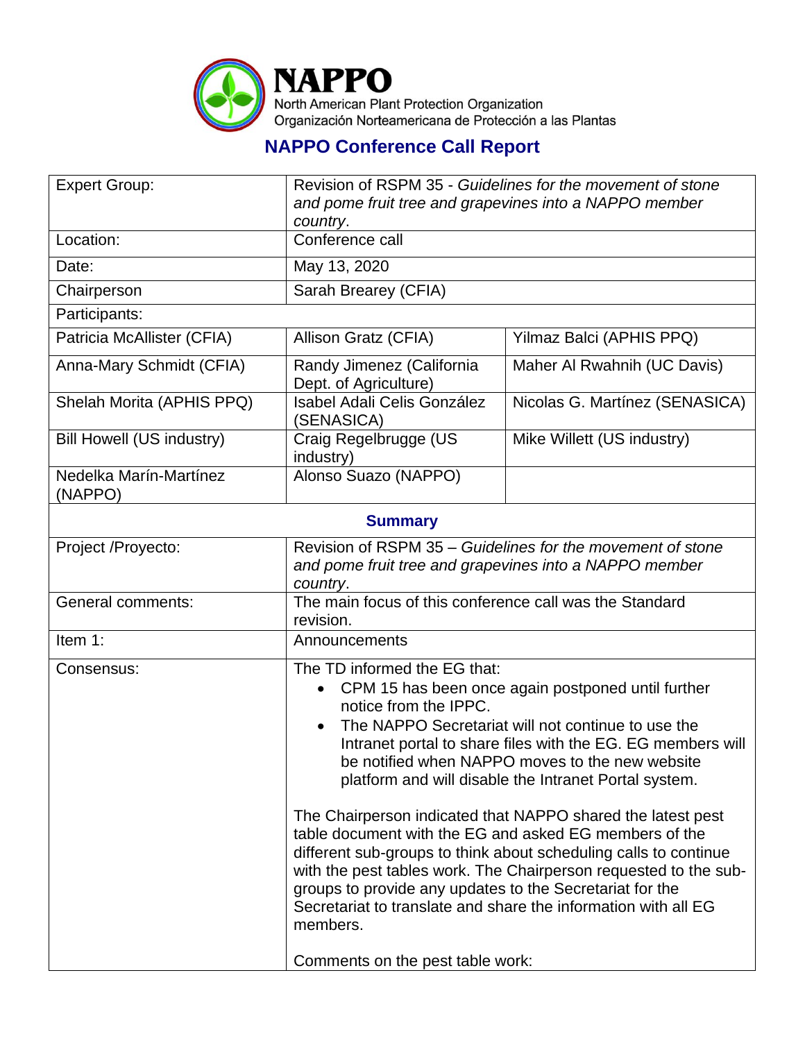# NAPPO

North American Plant Protection Organization
Organización Norteamericana de Protección a las Plantas

## NAPPO Conference Call Report

| Expert Group: | Revision of RSPM 35 - *Guidelines for the movement of stone and pome fruit tree and grapevines into a NAPPO member country*. | |
|---|---|---|
| Location: | Conference call | |
| Date: | May 13, 2020 | |
| Chairperson | Sarah Brearey (CFIA) | |
| Participants: | | |
| Patricia McAllister (CFIA) | Allison Gratz (CFIA) | Yilmaz Balci (APHIS PPQ) |
| Anna-Mary Schmidt (CFIA) | Randy Jimenez (California Dept. of Agriculture) | Maher Al Rwahnih (UC Davis) |
| Shelah Morita (APHIS PPQ) | Isabel Adali Celis González (SENASICA) | Nicolas G. Martínez (SENASICA) |
| Bill Howell (US industry) | Craig Regelbrugge (US industry) | Mike Willett (US industry) |
| Nedelka Marín-Martínez (NAPPO) | Alonso Suazo (NAPPO) | |

### Summary

| | |
|---|---|
| Project /Proyecto: | Revision of RSPM 35 – *Guidelines for the movement of stone and pome fruit tree and grapevines into a NAPPO member country*. |
| General comments: | The main focus of this conference call was the Standard revision. |
| Item 1: | Announcements |
| Consensus: | The TD informed the EG that:<br>• CPM 15 has been once again postponed until further notice from the IPPC.<br>• The NAPPO Secretariat will not continue to use the Intranet portal to share files with the EG. EG members will be notified when NAPPO moves to the new website platform and will disable the Intranet Portal system.<br><br>The Chairperson indicated that NAPPO shared the latest pest table document with the EG and asked EG members of the different sub-groups to think about scheduling calls to continue with the pest tables work. The Chairperson requested to the sub-groups to provide any updates to the Secretariat for the Secretariat to translate and share the information with all EG members.<br><br>Comments on the pest table work: |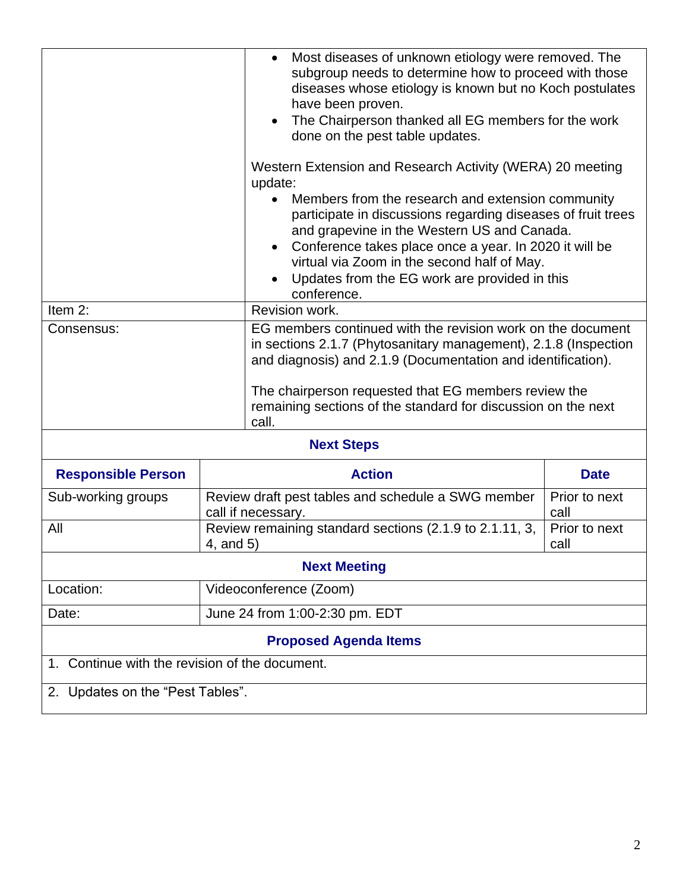| | |
|---|---|
| | • Most diseases of unknown etiology were removed. The subgroup needs to determine how to proceed with those diseases whose etiology is known but no Koch postulates have been proven.<br>• The Chairperson thanked all EG members for the work done on the pest table updates.<br><br>Western Extension and Research Activity (WERA) 20 meeting update:<br>• Members from the research and extension community participate in discussions regarding diseases of fruit trees and grapevine in the Western US and Canada.<br>• Conference takes place once a year. In 2020 it will be virtual via Zoom in the second half of May.<br>• Updates from the EG work are provided in this conference. |
| Item 2: | Revision work. |
| Consensus: | EG members continued with the revision work on the document in sections 2.1.7 (Phytosanitary management), 2.1.8 (Inspection and diagnosis) and 2.1.9 (Documentation and identification).<br><br>The chairperson requested that EG members review the remaining sections of the standard for discussion on the next call. |

## Next Steps

| Responsible Person | Action | Date |
|---|---|---|
| Sub-working groups | Review draft pest tables and schedule a SWG member call if necessary. | Prior to next call |
| All | Review remaining standard sections (2.1.9 to 2.1.11, 3, 4, and 5) | Prior to next call |

## Next Meeting

| | |
|---|---|
| Location: | Videoconference (Zoom) |
| Date: | June 24 from 1:00-2:30 pm. EDT |

## Proposed Agenda Items

1. Continue with the revision of the document.
2. Updates on the "Pest Tables".